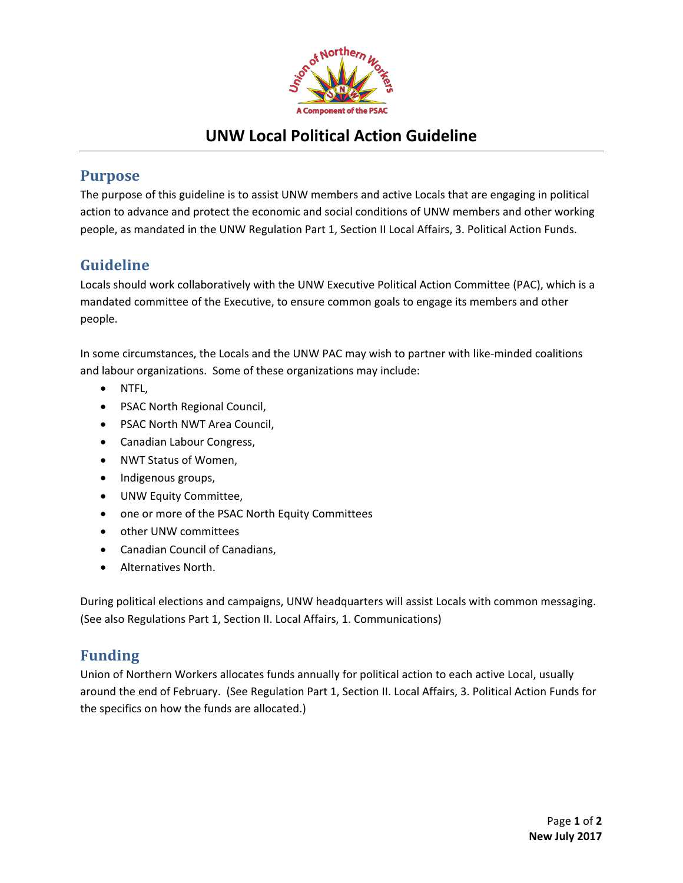# UNW Local Political Action Guideline

## Purpose

The purpose of this guideline is to assist UNW members and active Locals that are engaging in political action to advance and protect the economic and social conditions of UNW members and other working people, as mandated in the UNW Regulation Part 1, Section II Local Affairs, 3. Political Action Funds.

## Guideline

Locals should work collaboratively with the UNW Executive Political Action Committee (PAC), which is a mandated committee of the Executive, to ensure common goals to engage its members and other people.

In some circumstances, the Locals and the UNW PAC may wish to partner with like-minded coalitions and labour organizations. Some of these organizations may include:

- NTFL,
- PSAC North Regional Council,
- PSAC North NWT Area Council,
- Canadian Labour Congress,
- NWT Status of Women,
- Indigenous groups,
- UNW Equity Committee,
- one or more of the PSAC North Equity Committees
- other UNW committees
- Canadian Council of Canadians,
- Alternatives North.

During political elections and campaigns, UNW headquarters will assist Locals with common messaging. (See also Regulations Part 1, Section II. Local Affairs, 1. Communications)

## Funding

Union of Northern Workers allocates funds annually for political action to each active Local, usually around the end of February. (See Regulation Part 1, Section II. Local Affairs, 3. Political Action Funds for the specifics on how the funds are allocated.)

**New July 2017**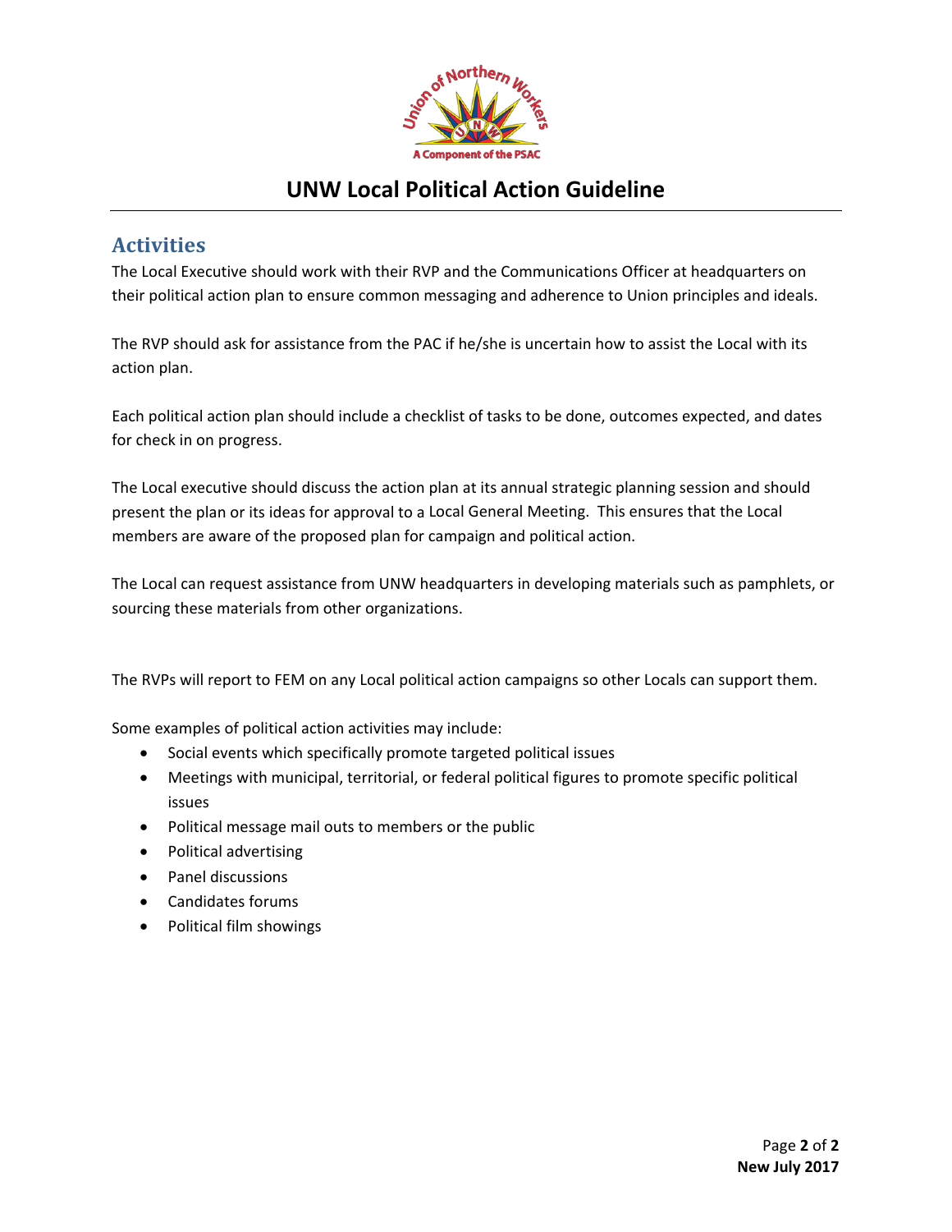# UNW Local Political Action Guideline

## Activities

The Local Executive should work with their RVP and the Communications Officer at headquarters on their political action plan to ensure common messaging and adherence to Union principles and ideals.

The RVP should ask for assistance from the PAC if he/she is uncertain how to assist the Local with its action plan.

Each political action plan should include a checklist of tasks to be done, outcomes expected, and dates for check in on progress.

The Local executive should discuss the action plan at its annual strategic planning session and should present the plan or its ideas for approval to a Local General Meeting. This ensures that the Local members are aware of the proposed plan for campaign and political action.

The Local can request assistance from UNW headquarters in developing materials such as pamphlets, or sourcing these materials from other organizations.

The RVPs will report to FEM on any Local political action campaigns so other Locals can support them.

Some examples of political action activities may include:

- Social events which specifically promote targeted political issues
- Meetings with municipal, territorial, or federal political figures to promote specific political issues
- Political message mail outs to members or the public
- Political advertising
- Panel discussions
- Candidates forums
- Political film showings

**New July 2017**